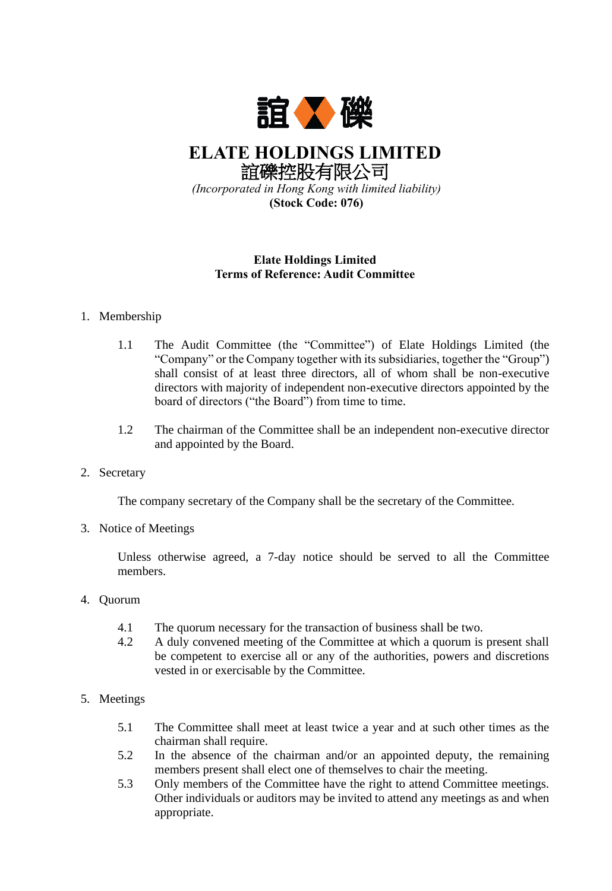# ELATE HOLDINGS LIMITED

# 誼礫控股有限公司

*(Incorporated in Hong Kong with limited liability)*

**(Stock Code: 076)**

**Elate Holdings Limited**
**Terms of Reference: Audit Committee**

1. Membership

   1.1 The Audit Committee (the "Committee") of Elate Holdings Limited (the "Company" or the Company together with its subsidiaries, together the "Group") shall consist of at least three directors, all of whom shall be non-executive directors with majority of independent non-executive directors appointed by the board of directors ("the Board") from time to time.

   1.2 The chairman of the Committee shall be an independent non-executive director and appointed by the Board.

2. Secretary

   The company secretary of the Company shall be the secretary of the Committee.

3. Notice of Meetings

   Unless otherwise agreed, a 7-day notice should be served to all the Committee members.

4. Quorum

   4.1 The quorum necessary for the transaction of business shall be two.

   4.2 A duly convened meeting of the Committee at which a quorum is present shall be competent to exercise all or any of the authorities, powers and discretions vested in or exercisable by the Committee.

5. Meetings

   5.1 The Committee shall meet at least twice a year and at such other times as the chairman shall require.

   5.2 In the absence of the chairman and/or an appointed deputy, the remaining members present shall elect one of themselves to chair the meeting.

   5.3 Only members of the Committee have the right to attend Committee meetings. Other individuals or auditors may be invited to attend any meetings as and when appropriate.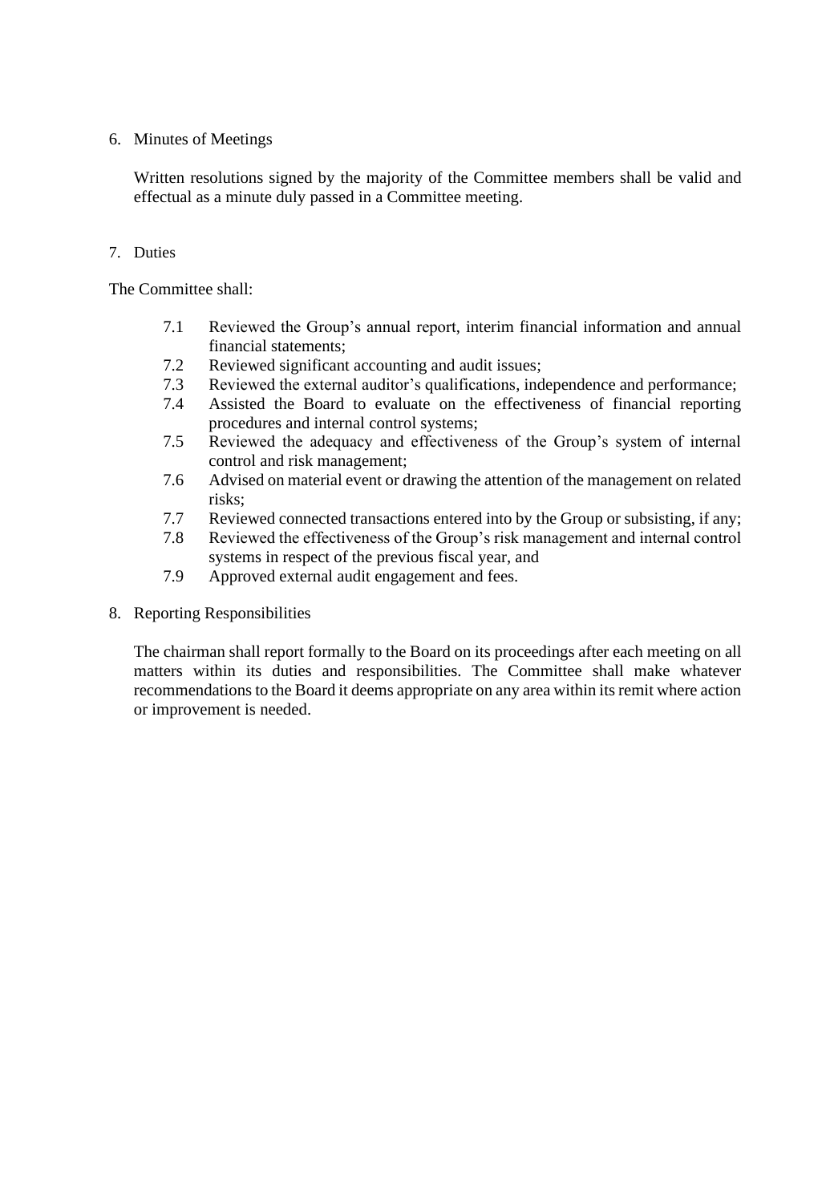6. Minutes of Meetings

   Written resolutions signed by the majority of the Committee members shall be valid and effectual as a minute duly passed in a Committee meeting.

7. Duties

The Committee shall:

- 7.1 Reviewed the Group's annual report, interim financial information and annual financial statements;
- 7.2 Reviewed significant accounting and audit issues;
- 7.3 Reviewed the external auditor's qualifications, independence and performance;
- 7.4 Assisted the Board to evaluate on the effectiveness of financial reporting procedures and internal control systems;
- 7.5 Reviewed the adequacy and effectiveness of the Group's system of internal control and risk management;
- 7.6 Advised on material event or drawing the attention of the management on related risks;
- 7.7 Reviewed connected transactions entered into by the Group or subsisting, if any;
- 7.8 Reviewed the effectiveness of the Group's risk management and internal control systems in respect of the previous fiscal year, and
- 7.9 Approved external audit engagement and fees.

8. Reporting Responsibilities

   The chairman shall report formally to the Board on its proceedings after each meeting on all matters within its duties and responsibilities. The Committee shall make whatever recommendations to the Board it deems appropriate on any area within its remit where action or improvement is needed.